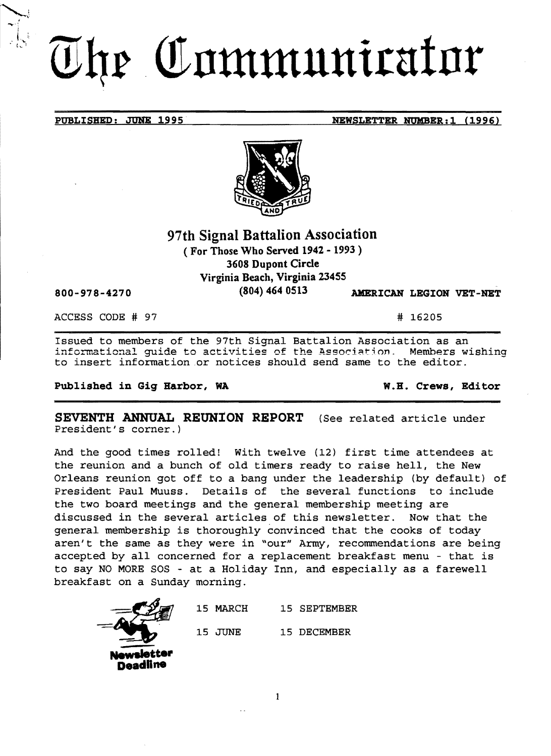# The Communicator

**PUBLISHED: JUNE 1995** **NEWSLETTER NUMBER:1 (1996)**

TRIED AND TRUE

## 97th Signal Battalion Association

**( For Those Who Served 1942 - 1993 )**
**3608 Dupont Circle**
**Virginia Beach, Virginia 23455**
**(804) 464 0513**

800-978-4270 **AMERICAN LEGION VET-NET**

ACCESS CODE # 97 # 16205

Issued to members of the 97th Signal Battalion Association as an informational guide to activities of the Association. Members wishing to insert information or notices should send same to the editor.

**Published in Gig Harbor, WA** **W.H. Crews, Editor**

## SEVENTH ANNUAL REUNION REPORT (See related article under President's corner.)

And the good times rolled! With twelve (12) first time attendees at the reunion and a bunch of old timers ready to raise hell, the New Orleans reunion got off to a bang under the leadership (by default) of President Paul Muuss. Details of the several functions to include the two board meetings and the general membership meeting are discussed in the several articles of this newsletter. Now that the general membership is thoroughly convinced that the cooks of today aren't the same as they were in "our" Army, recommendations are being accepted by all concerned for a replacement breakfast menu - that is to say NO MORE SOS - at a Holiday Inn, and especially as a farewell breakfast on a Sunday morning.

**Newsletter Deadline**

15 MARCH 15 SEPTEMBER

15 JUNE 15 DECEMBER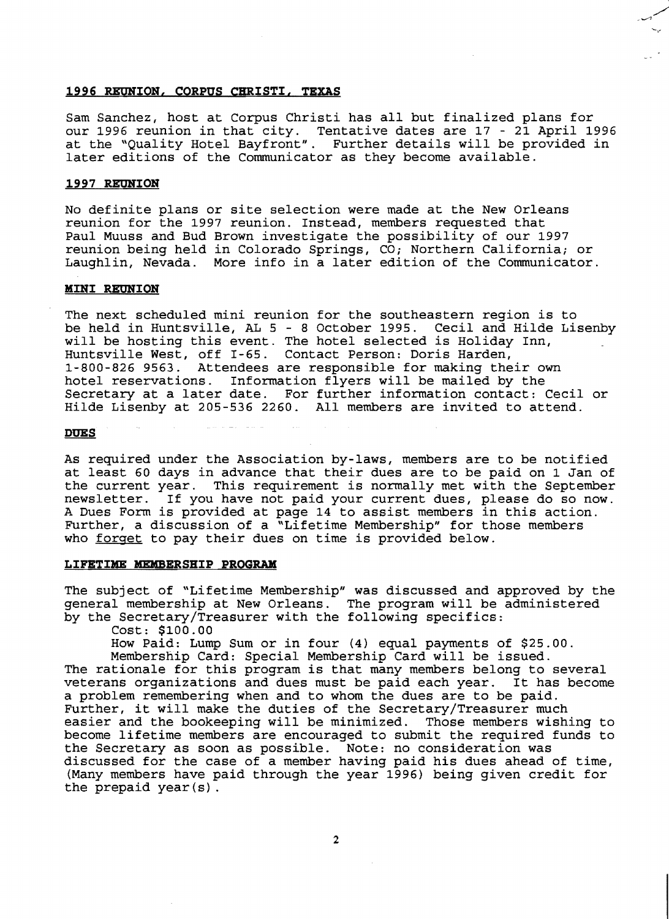## 1996 REUNION, CORPUS CHRISTI, TEXAS

Sam Sanchez, host at Corpus Christi has all but finalized plans for our 1996 reunion in that city. Tentative dates are 17 - 21 April 1996 at the "Quality Hotel Bayfront". Further details will be provided in later editions of the Communicator as they become available.

## 1997 REUNION

No definite plans or site selection were made at the New Orleans reunion for the 1997 reunion. Instead, members requested that Paul Muuss and Bud Brown investigate the possibility of our 1997 reunion being held in Colorado Springs, CO; Northern California; or Laughlin, Nevada. More info in a later edition of the Communicator.

## MINI REUNION

The next scheduled mini reunion for the southeastern region is to be held in Huntsville, AL 5 - 8 October 1995. Cecil and Hilde Lisenby will be hosting this event. The hotel selected is Holiday Inn, Huntsville West, off I-65. Contact Person: Doris Harden, 1-800-826 9563. Attendees are responsible for making their own hotel reservations. Information flyers will be mailed by the Secretary at a later date. For further information contact: Cecil or Hilde Lisenby at 205-536 2260. All members are invited to attend.

## DUES

As required under the Association by-laws, members are to be notified at least 60 days in advance that their dues are to be paid on 1 Jan of the current year. This requirement is normally met with the September newsletter. If you have not paid your current dues, please do so now. A Dues Form is provided at page 14 to assist members in this action. Further, a discussion of a "Lifetime Membership" for those members who forget to pay their dues on time is provided below.

## LIFETIME MEMBERSHIP PROGRAM

The subject of "Lifetime Membership" was discussed and approved by the general membership at New Orleans. The program will be administered by the Secretary/Treasurer with the following specifics:

Cost: $100.00

How Paid: Lump Sum or in four (4) equal payments of $25.00.

Membership Card: Special Membership Card will be issued.

The rationale for this program is that many members belong to several veterans organizations and dues must be paid each year. It has become a problem remembering when and to whom the dues are to be paid. Further, it will make the duties of the Secretary/Treasurer much easier and the bookeeping will be minimized. Those members wishing to become lifetime members are encouraged to submit the required funds to the Secretary as soon as possible. Note: no consideration was discussed for the case of a member having paid his dues ahead of time, (Many members have paid through the year 1996) being given credit for the prepaid year(s).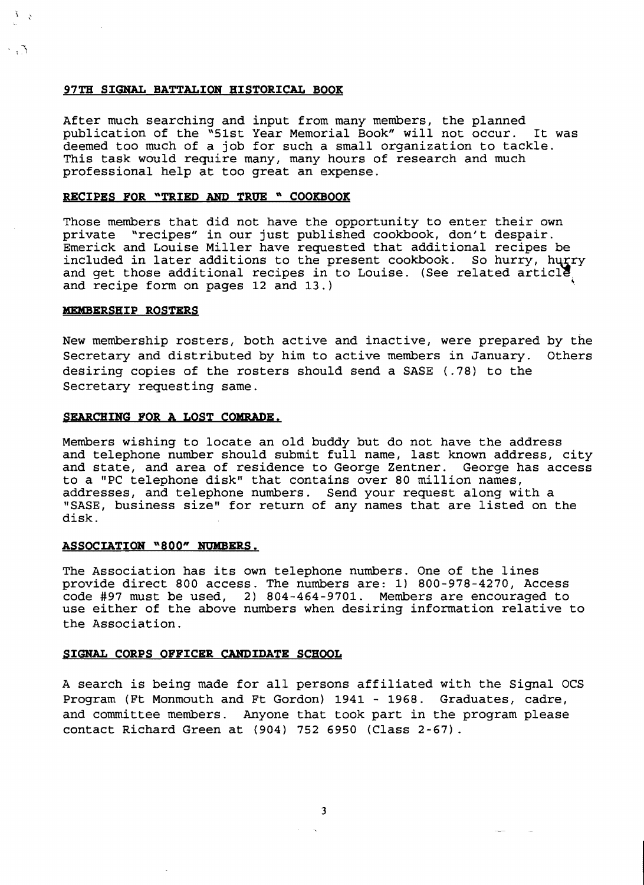## 97TH SIGNAL BATTALION HISTORICAL BOOK

After much searching and input from many members, the planned publication of the "51st Year Memorial Book" will not occur. It was deemed too much of a job for such a small organization to tackle. This task would require many, many hours of research and much professional help at too great an expense.

## RECIPES FOR "TRIED AND TRUE " COOKBOOK

Those members that did not have the opportunity to enter their own private "recipes" in our just published cookbook, don't despair. Emerick and Louise Miller have requested that additional recipes be included in later additions to the present cookbook. So hurry, hurry and get those additional recipes in to Louise. (See related article and recipe form on pages 12 and 13.)

## MEMBERSHIP ROSTERS

New membership rosters, both active and inactive, were prepared by the Secretary and distributed by him to active members in January. Others desiring copies of the rosters should send a SASE (.78) to the Secretary requesting same.

## SEARCHING FOR A LOST COMRADE.

Members wishing to locate an old buddy but do not have the address and telephone number should submit full name, last known address, city and state, and area of residence to George Zentner. George has access to a "PC telephone disk" that contains over 80 million names, addresses, and telephone numbers. Send your request along with a "SASE, business size" for return of any names that are listed on the disk.

## ASSOCIATION "800" NUMBERS.

The Association has its own telephone numbers. One of the lines provide direct 800 access. The numbers are: 1) 800-978-4270, Access code #97 must be used, 2) 804-464-9701. Members are encouraged to use either of the above numbers when desiring information relative to the Association.

## SIGNAL CORPS OFFICER CANDIDATE SCHOOL

A search is being made for all persons affiliated with the Signal OCS Program (Ft Monmouth and Ft Gordon) 1941 - 1968. Graduates, cadre, and committee members. Anyone that took part in the program please contact Richard Green at (904) 752 6950 (Class 2-67).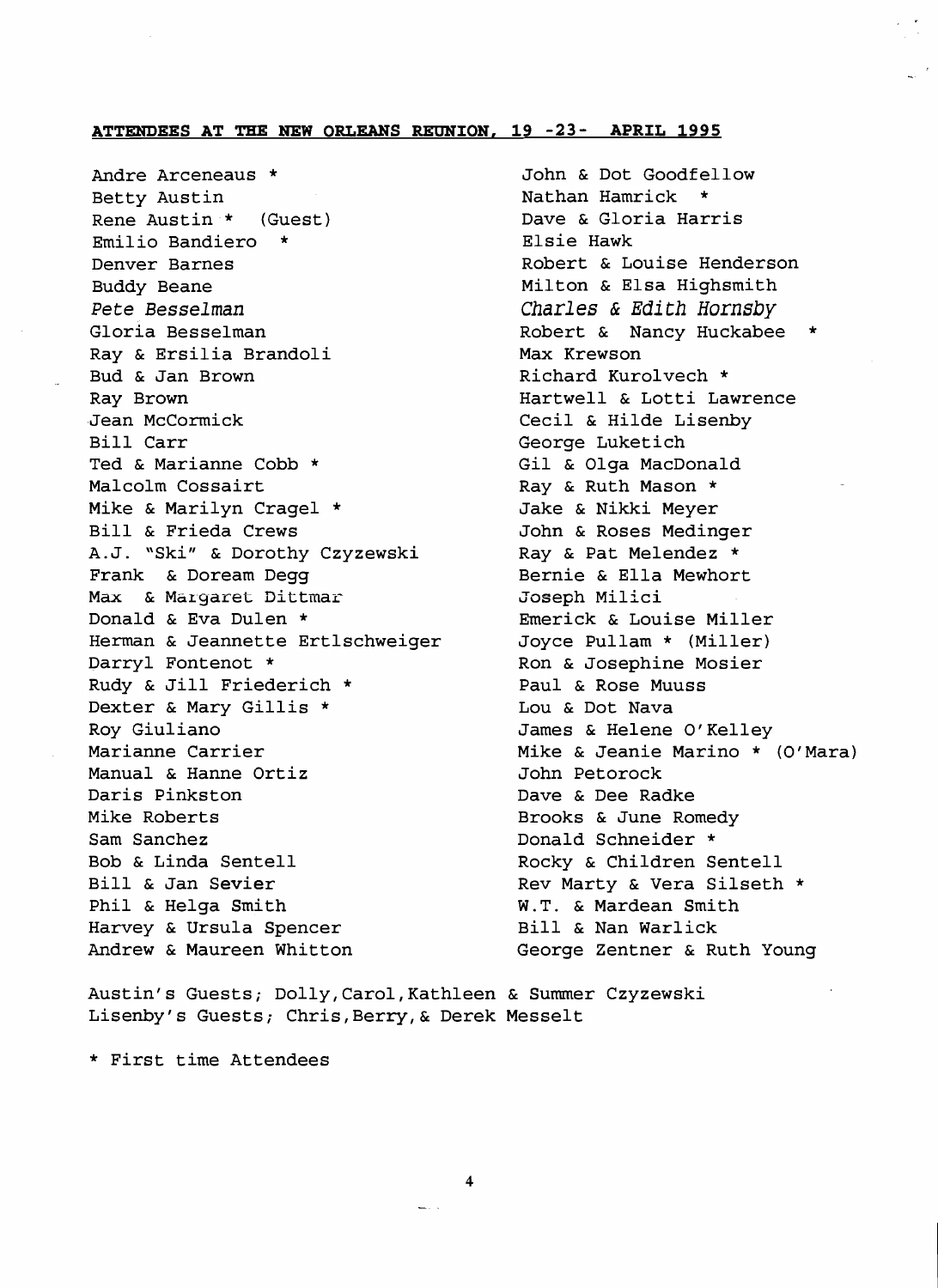## **ATTENDEES AT THE NEW ORLEANS REUNION, 19 -23- APRIL 1995**

Andre Arceneaus *  
Betty Austin  
Rene Austin * (Guest)  
Emilio Bandiero *  
Denver Barnes  
Buddy Beane  
*Pete Besselman*  
Gloria Besselman  
Ray & Ersilia Brandoli  
Bud & Jan Brown  
Ray Brown  
Jean McCormick  
Bill Carr  
Ted & Marianne Cobb *  
Malcolm Cossairt  
Mike & Marilyn Cragel *  
Bill & Frieda Crews  
A.J. "Ski" & Dorothy Czyzewski  
Frank & Doream Degg  
Max & Margaret Dittmar  
Donald & Eva Dulen *  
Herman & Jeannette Ertlschweiger  
Darryl Fontenot *  
Rudy & Jill Friederich *  
Dexter & Mary Gillis *  
Roy Giuliano  
Marianne Carrier  
Manual & Hanne Ortiz  
Daris Pinkston  
Mike Roberts  
Sam Sanchez  
Bob & Linda Sentell  
Bill & Jan Sevier  
Phil & Helga Smith  
Harvey & Ursula Spencer  
Andrew & Maureen Whitton  
John & Dot Goodfellow  
Nathan Hamrick *  
Dave & Gloria Harris  
Elsie Hawk  
Robert & Louise Henderson  
Milton & Elsa Highsmith  
*Charles & Edith Hornsby*  
Robert & Nancy Huckabee *  
Max Krewson  
Richard Kurolvech *  
Hartwell & Lotti Lawrence  
Cecil & Hilde Lisenby  
George Luketich  
Gil & Olga MacDonald  
Ray & Ruth Mason *  
Jake & Nikki Meyer  
John & Roses Medinger  
Ray & Pat Melendez *  
Bernie & Ella Mewhort  
Joseph Milici  
Emerick & Louise Miller  
Joyce Pullam * (Miller)  
Ron & Josephine Mosier  
Paul & Rose Muuss  
Lou & Dot Nava  
James & Helene O'Kelley  
Mike & Jeanie Marino * (O'Mara)  
John Petorock  
Dave & Dee Radke  
Brooks & June Romedy  
Donald Schneider *  
Rocky & Children Sentell  
Rev Marty & Vera Silseth *  
W.T. & Mardean Smith  
Bill & Nan Warlick  
George Zentner & Ruth Young

Austin's Guests; Dolly, Carol, Kathleen & Summer Czyzewski  
Lisenby's Guests; Chris, Berry, & Derek Messelt

* First time Attendees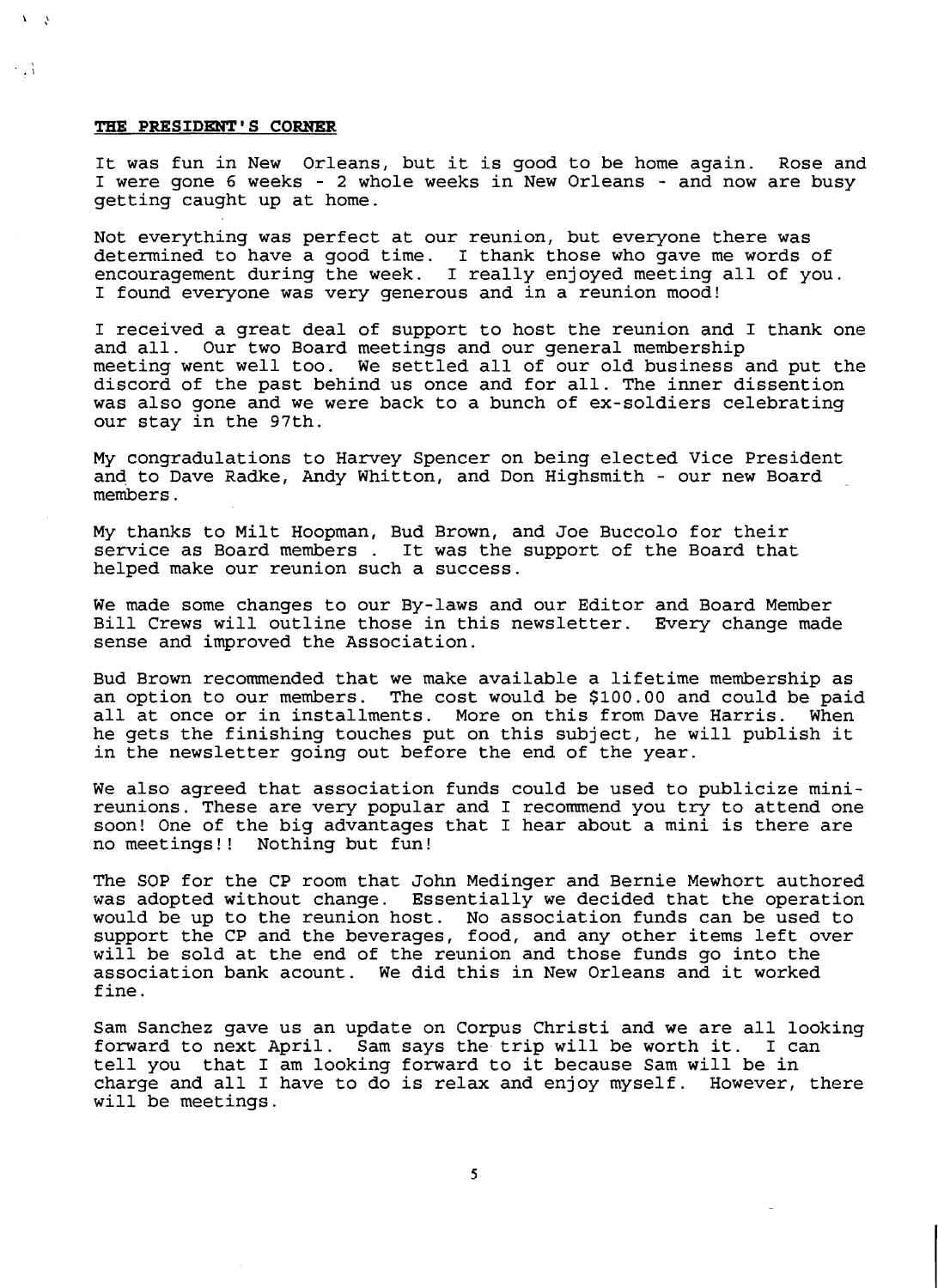## THE PRESIDENT'S CORNER

It was fun in New Orleans, but it is good to be home again. Rose and I were gone 6 weeks - 2 whole weeks in New Orleans - and now are busy getting caught up at home.

Not everything was perfect at our reunion, but everyone there was determined to have a good time. I thank those who gave me words of encouragement during the week. I really enjoyed meeting all of you. I found everyone was very generous and in a reunion mood!

I received a great deal of support to host the reunion and I thank one and all. Our two Board meetings and our general membership meeting went well too. We settled all of our old business and put the discord of the past behind us once and for all. The inner dissention was also gone and we were back to a bunch of ex-soldiers celebrating our stay in the 97th.

My congradulations to Harvey Spencer on being elected Vice President and to Dave Radke, Andy Whitton, and Don Highsmith - our new Board members.

My thanks to Milt Hoopman, Bud Brown, and Joe Buccolo for their service as Board members . It was the support of the Board that helped make our reunion such a success.

We made some changes to our By-laws and our Editor and Board Member Bill Crews will outline those in this newsletter. Every change made sense and improved the Association.

Bud Brown recommended that we make available a lifetime membership as an option to our members. The cost would be $100.00 and could be paid all at once or in installments. More on this from Dave Harris. When he gets the finishing touches put on this subject, he will publish it in the newsletter going out before the end of the year.

We also agreed that association funds could be used to publicize mini-reunions. These are very popular and I recommend you try to attend one soon! One of the big advantages that I hear about a mini is there are no meetings!! Nothing but fun!

The SOP for the CP room that John Medinger and Bernie Mewhort authored was adopted without change. Essentially we decided that the operation would be up to the reunion host. No association funds can be used to support the CP and the beverages, food, and any other items left over will be sold at the end of the reunion and those funds go into the association bank acount. We did this in New Orleans and it worked fine.

Sam Sanchez gave us an update on Corpus Christi and we are all looking forward to next April. Sam says the trip will be worth it. I can tell you that I am looking forward to it because Sam will be in charge and all I have to do is relax and enjoy myself. However, there will be meetings.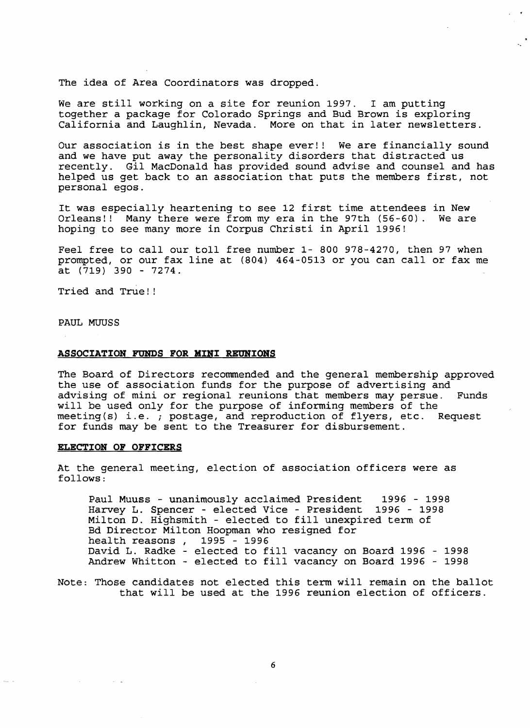The idea of Area Coordinators was dropped.

We are still working on a site for reunion 1997. I am putting together a package for Colorado Springs and Bud Brown is exploring California and Laughlin, Nevada. More on that in later newsletters.

Our association is in the best shape ever!! We are financially sound and we have put away the personality disorders that distracted us recently. Gil MacDonald has provided sound advise and counsel and has helped us get back to an association that puts the members first, not personal egos.

It was especially heartening to see 12 first time attendees in New Orleans!! Many there were from my era in the 97th (56-60). We are hoping to see many more in Corpus Christi in April 1996!

Feel free to call our toll free number 1- 800 978-4270, then 97 when prompted, or our fax line at (804) 464-0513 or you can call or fax me at (719) 390 - 7274.

Tried and True!!

PAUL MUUSS

**ASSOCIATION FUNDS FOR MINI REUNIONS**

The Board of Directors recommended and the general membership approved the use of association funds for the purpose of advertising and advising of mini or regional reunions that members may persue. Funds will be used only for the purpose of informing members of the meeting(s) i.e. ; postage, and reproduction of flyers, etc. Request for funds may be sent to the Treasurer for disbursement.

**ELECTION OF OFFICERS**

At the general meeting, election of association officers were as follows:

Paul Muuss - unanimously acclaimed President 1996 - 1998
Harvey L. Spencer - elected Vice - President 1996 - 1998
Milton D. Highsmith - elected to fill unexpired term of Bd Director Milton Hoopman who resigned for health reasons , 1995 - 1996
David L. Radke - elected to fill vacancy on Board 1996 - 1998
Andrew Whitton - elected to fill vacancy on Board 1996 - 1998

Note: Those candidates not elected this term will remain on the ballot that will be used at the 1996 reunion election of officers.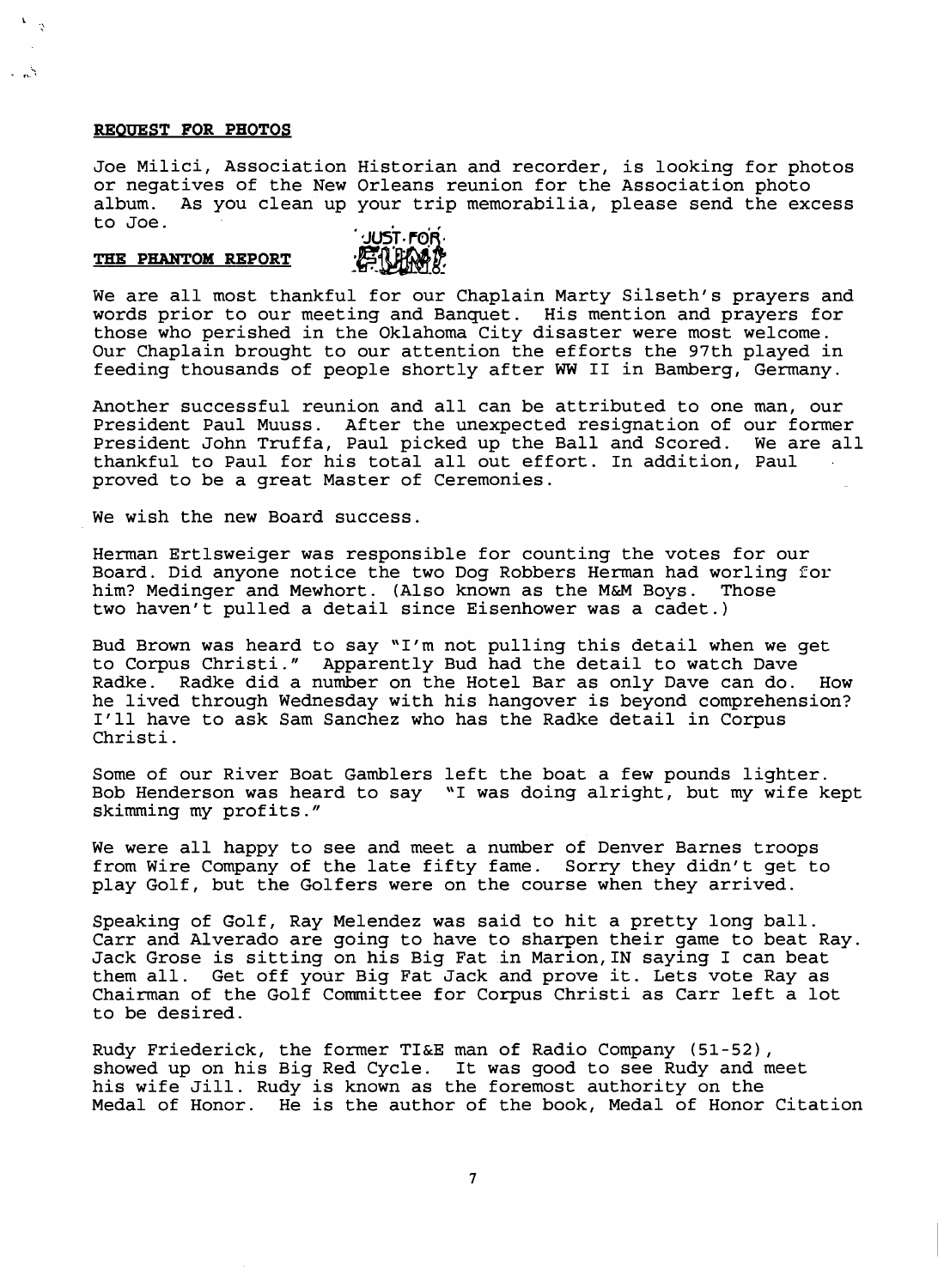**REQUEST FOR PHOTOS**

Joe Milici, Association Historian and recorder, is looking for photos or negatives of the New Orleans reunion for the Association photo album. As you clean up your trip memorabilia, please send the excess to Joe.

**THE PHANTOM REPORT**

JUST FOR FUN!

We are all most thankful for our Chaplain Marty Silseth's prayers and words prior to our meeting and Banquet. His mention and prayers for those who perished in the Oklahoma City disaster were most welcome. Our Chaplain brought to our attention the efforts the 97th played in feeding thousands of people shortly after WW II in Bamberg, Germany.

Another successful reunion and all can be attributed to one man, our President Paul Muuss. After the unexpected resignation of our former President John Truffa, Paul picked up the Ball and Scored. We are all thankful to Paul for his total all out effort. In addition, Paul proved to be a great Master of Ceremonies.

We wish the new Board success.

Herman Ertlsweiger was responsible for counting the votes for our Board. Did anyone notice the two Dog Robbers Herman had worling for him? Medinger and Mewhort. (Also known as the M&M Boys. Those two haven't pulled a detail since Eisenhower was a cadet.)

Bud Brown was heard to say "I'm not pulling this detail when we get to Corpus Christi." Apparently Bud had the detail to watch Dave Radke. Radke did a number on the Hotel Bar as only Dave can do. How he lived through Wednesday with his hangover is beyond comprehension? I'll have to ask Sam Sanchez who has the Radke detail in Corpus Christi.

Some of our River Boat Gamblers left the boat a few pounds lighter. Bob Henderson was heard to say "I was doing alright, but my wife kept skimming my profits."

We were all happy to see and meet a number of Denver Barnes troops from Wire Company of the late fifty fame. Sorry they didn't get to play Golf, but the Golfers were on the course when they arrived.

Speaking of Golf, Ray Melendez was said to hit a pretty long ball. Carr and Alverado are going to have to sharpen their game to beat Ray. Jack Grose is sitting on his Big Fat in Marion,IN saying I can beat them all. Get off your Big Fat Jack and prove it. Lets vote Ray as Chairman of the Golf Committee for Corpus Christi as Carr left a lot to be desired.

Rudy Friederick, the former TI&E man of Radio Company (51-52), showed up on his Big Red Cycle. It was good to see Rudy and meet his wife Jill. Rudy is known as the foremost authority on the Medal of Honor. He is the author of the book, Medal of Honor Citation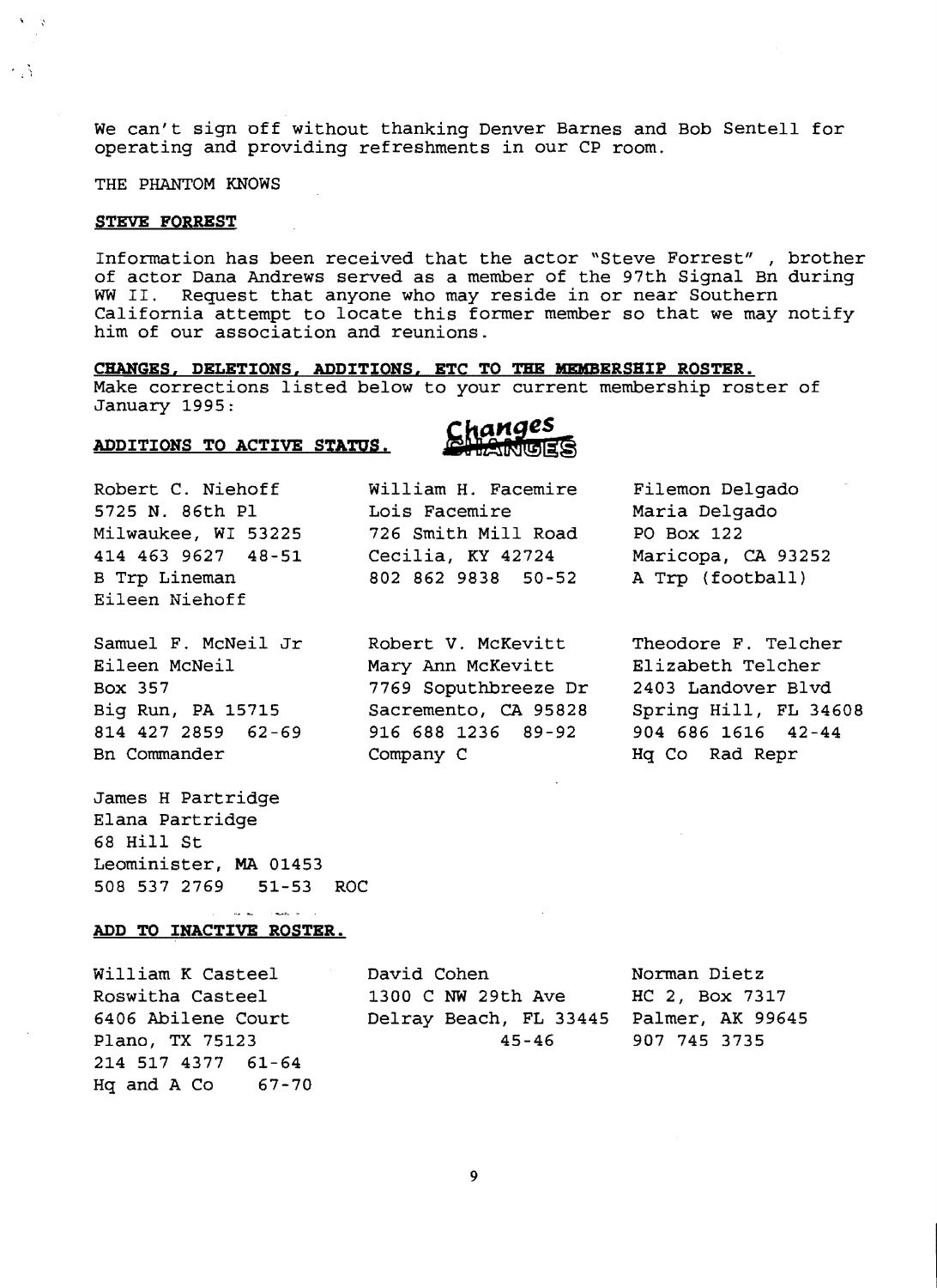We can't sign off without thanking Denver Barnes and Bob Sentell for operating and providing refreshments in our CP room.

THE PHANTOM KNOWS

**STEVE FORREST**

Information has been received that the actor "Steve Forrest" , brother of actor Dana Andrews served as a member of the 97th Signal Bn during WW II. Request that anyone who may reside in or near Southern California attempt to locate this former member so that we may notify him of our association and reunions.

**CHANGES, DELETIONS, ADDITIONS, ETC TO THE MEMBERSHIP ROSTER.**

Make corrections listed below to your current membership roster of January 1995:

**ADDITIONS TO ACTIVE STATUS.**

Changes

Robert C. Niehoff
5725 N. 86th Pl
Milwaukee, WI 53225
414 463 9627 48-51
B Trp Lineman
Eileen Niehoff

William H. Facemire
Lois Facemire
726 Smith Mill Road
Cecilia, KY 42724
802 862 9838 50-52

Filemon Delgado
Maria Delgado
PO Box 122
Maricopa, CA 93252
A Trp (football)

Samuel F. McNeil Jr
Eileen McNeil
Box 357
Big Run, PA 15715
814 427 2859 62-69
Bn Commander

Robert V. McKevitt
Mary Ann McKevitt
7769 Soputhbreeze Dr
Sacremento, CA 95828
916 688 1236 89-92
Company C

Theodore F. Telcher
Elizabeth Telcher
2403 Landover Blvd
Spring Hill, FL 34608
904 686 1616 42-44
Hq Co Rad Repr

James H Partridge
Elana Partridge
68 Hill St
Leominister, MA 01453
508 537 2769 51-53 ROC

**ADD TO INACTIVE ROSTER.**

William K Casteel
Roswitha Casteel
6406 Abilene Court
Plano, TX 75123
214 517 4377 61-64
Hq and A Co 67-70

David Cohen
1300 C NW 29th Ave
Delray Beach, FL 33445
45-46

Norman Dietz
HC 2, Box 7317
Palmer, AK 99645
907 745 3735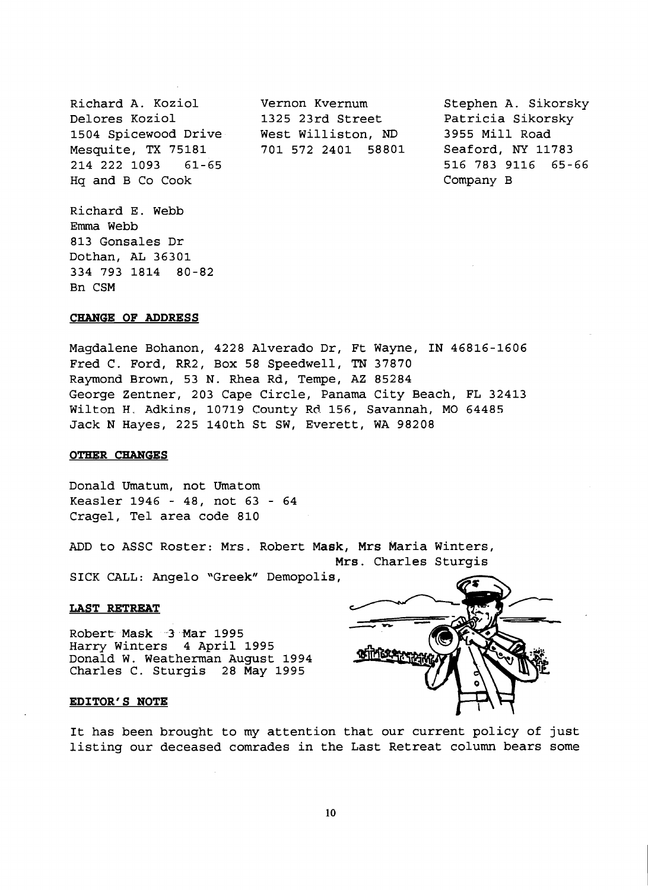Richard A. Koziol
Delores Koziol
1504 Spicewood Drive
Mesquite, TX 75181
214 222 1093 61-65
Hq and B Co Cook

Vernon Kvernum
1325 23rd Street
West Williston, ND
701 572 2401 58801

Stephen A. Sikorsky
Patricia Sikorsky
3955 Mill Road
Seaford, NY 11783
516 783 9116 65-66
Company B

Richard E. Webb
Emma Webb
813 Gonsales Dr
Dothan, AL 36301
334 793 1814 80-82
Bn CSM

**CHANGE OF ADDRESS**

Magdalene Bohanon, 4228 Alverado Dr, Ft Wayne, IN 46816-1606
Fred C. Ford, RR2, Box 58 Speedwell, TN 37870
Raymond Brown, 53 N. Rhea Rd, Tempe, AZ 85284
George Zentner, 203 Cape Circle, Panama City Beach, FL 32413
Wilton H. Adkins, 10719 County Rd 156, Savannah, MO 64485
Jack N Hayes, 225 140th St SW, Everett, WA 98208

**OTHER CHANGES**

Donald Umatum, not Umatom
Keasler 1946 - 48, not 63 - 64
Cragel, Tel area code 810

ADD to ASSC Roster: Mrs. Robert Mask, Mrs Maria Winters, Mrs. Charles Sturgis

SICK CALL: Angelo "Greek" Demopolis,

**LAST RETREAT**

Robert Mask 3 Mar 1995
Harry Winters 4 April 1995
Donald W. Weatherman August 1994
Charles C. Sturgis 28 May 1995

**EDITOR'S NOTE**

It has been brought to my attention that our current policy of just listing our deceased comrades in the Last Retreat column bears some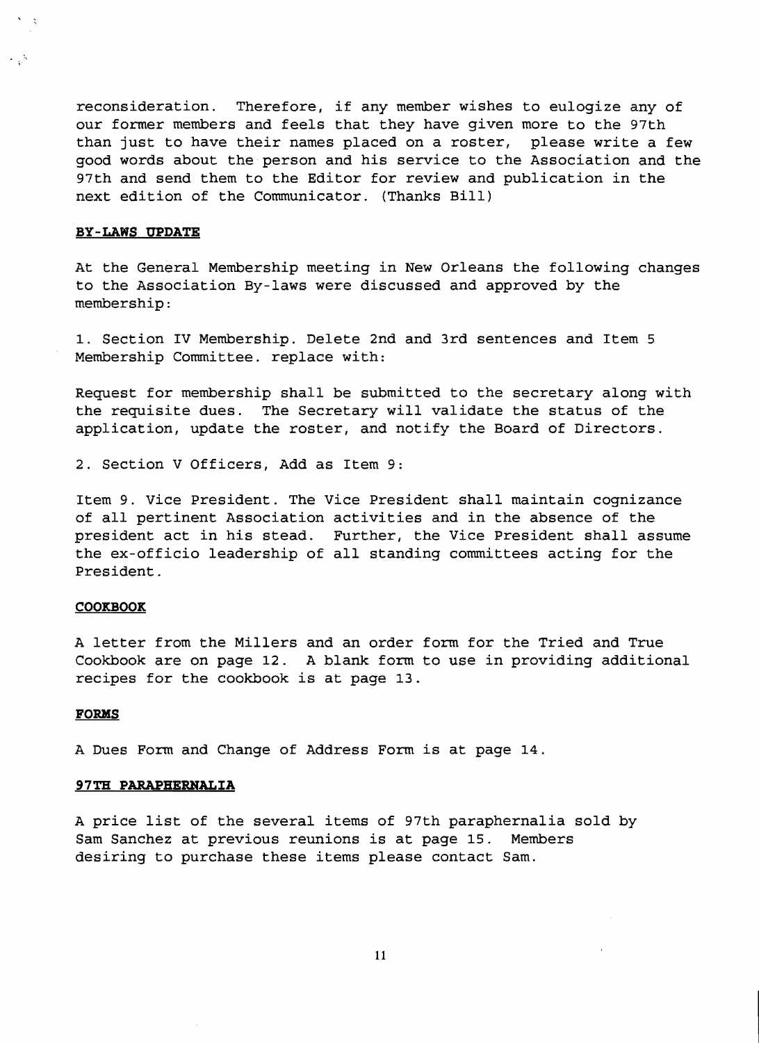reconsideration. Therefore, if any member wishes to eulogize any of our former members and feels that they have given more to the 97th than just to have their names placed on a roster, please write a few good words about the person and his service to the Association and the 97th and send them to the Editor for review and publication in the next edition of the Communicator. (Thanks Bill)

**BY-LAWS UPDATE**

At the General Membership meeting in New Orleans the following changes to the Association By-laws were discussed and approved by the membership:

1. Section IV Membership. Delete 2nd and 3rd sentences and Item 5 Membership Committee. replace with:

Request for membership shall be submitted to the secretary along with the requisite dues. The Secretary will validate the status of the application, update the roster, and notify the Board of Directors.

2. Section V Officers, Add as Item 9:

Item 9. Vice President. The Vice President shall maintain cognizance of all pertinent Association activities and in the absence of the president act in his stead. Further, the Vice President shall assume the ex-officio leadership of all standing committees acting for the President.

**COOKBOOK**

A letter from the Millers and an order form for the Tried and True Cookbook are on page 12. A blank form to use in providing additional recipes for the cookbook is at page 13.

**FORMS**

A Dues Form and Change of Address Form is at page 14.

**97TH PARAPHERNALIA**

A price list of the several items of 97th paraphernalia sold by Sam Sanchez at previous reunions is at page 15. Members desiring to purchase these items please contact Sam.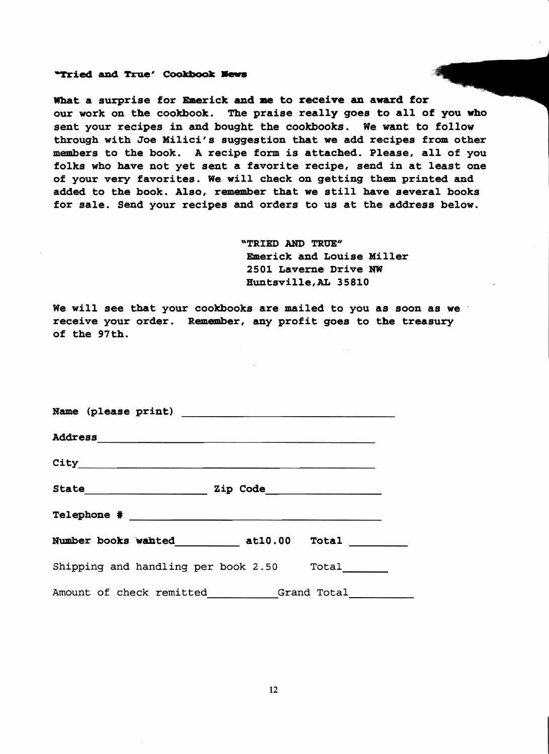**"Tried and True' Cookbook News**

**What a surprise for Emerick and me to receive an award for our work on the cookbook. The praise really goes to all of you who sent your recipes in and bought the cookbooks. We want to follow through with Joe Milici's suggestion that we add recipes from other members to the book. A recipe form is attached. Please, all of you folks who have not yet sent a favorite recipe, send in at least one of your very favorites. We will check on getting them printed and added to the book. Also, remember that we still have several books for sale. Send your recipes and orders to us at the address below.**

**"TRIED AND TRUE"**
**Emerick and Louise Miller**
**2501 Laverne Drive NW**
**Huntsville,AL 35810**

**We will see that your cookbooks are mailed to you as soon as we receive your order. Remember, any profit goes to the treasury of the 97th.**

**Name (please print)** ______________________________

**Address** ______________________________

**City** ______________________________

**State** ______________ **Zip Code** ______________

**Telephone #** ______________________________

**Number books wanted** __________ **at10.00** **Total** __________

Shipping and handling per book 2.50 Total________

Amount of check remitted__________Grand Total__________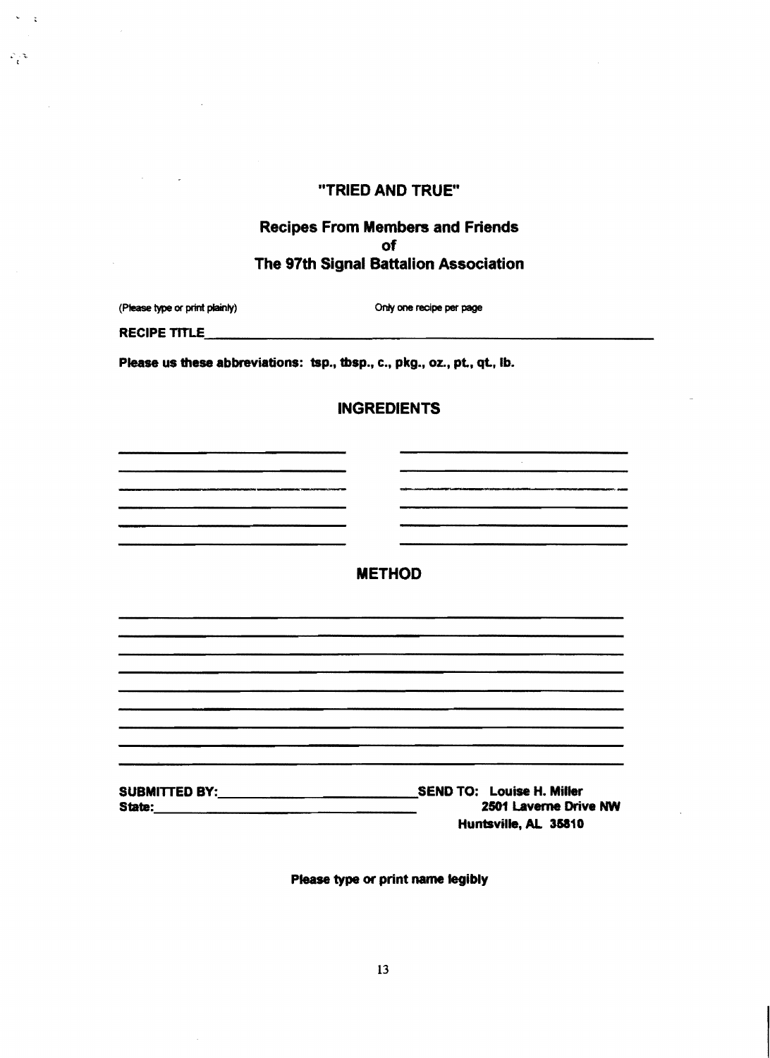## "TRIED AND TRUE"

### Recipes From Members and Friends of The 97th Signal Battalion Association

(Please type or print plainly) Only one recipe per page

**RECIPE TITLE**\_\_\_\_\_\_\_\_\_\_\_\_\_\_\_\_\_\_\_\_\_\_\_\_\_\_\_\_\_\_\_\_\_\_\_\_\_\_\_\_

**Please us these abbreviations: tsp., tbsp., c., pkg., oz., pt., qt., lb.**

### INGREDIENTS

\_\_\_\_\_\_\_\_\_\_\_\_\_\_\_\_\_\_\_\_ \_\_\_\_\_\_\_\_\_\_\_\_\_\_\_\_\_\_\_\_

\_\_\_\_\_\_\_\_\_\_\_\_\_\_\_\_\_\_\_\_ \_\_\_\_\_\_\_\_\_\_\_\_\_\_\_\_\_\_\_\_

\_\_\_\_\_\_\_\_\_\_\_\_\_\_\_\_\_\_\_\_ \_\_\_\_\_\_\_\_\_\_\_\_\_\_\_\_\_\_\_\_

\_\_\_\_\_\_\_\_\_\_\_\_\_\_\_\_\_\_\_\_ \_\_\_\_\_\_\_\_\_\_\_\_\_\_\_\_\_\_\_\_

\_\_\_\_\_\_\_\_\_\_\_\_\_\_\_\_\_\_\_\_ \_\_\_\_\_\_\_\_\_\_\_\_\_\_\_\_\_\_\_\_

\_\_\_\_\_\_\_\_\_\_\_\_\_\_\_\_\_\_\_\_ \_\_\_\_\_\_\_\_\_\_\_\_\_\_\_\_\_\_\_\_

### METHOD

\_\_\_\_\_\_\_\_\_\_\_\_\_\_\_\_\_\_\_\_\_\_\_\_\_\_\_\_\_\_\_\_\_\_\_\_\_\_\_\_\_\_\_\_\_\_

\_\_\_\_\_\_\_\_\_\_\_\_\_\_\_\_\_\_\_\_\_\_\_\_\_\_\_\_\_\_\_\_\_\_\_\_\_\_\_\_\_\_\_\_\_\_

\_\_\_\_\_\_\_\_\_\_\_\_\_\_\_\_\_\_\_\_\_\_\_\_\_\_\_\_\_\_\_\_\_\_\_\_\_\_\_\_\_\_\_\_\_\_

\_\_\_\_\_\_\_\_\_\_\_\_\_\_\_\_\_\_\_\_\_\_\_\_\_\_\_\_\_\_\_\_\_\_\_\_\_\_\_\_\_\_\_\_\_\_

\_\_\_\_\_\_\_\_\_\_\_\_\_\_\_\_\_\_\_\_\_\_\_\_\_\_\_\_\_\_\_\_\_\_\_\_\_\_\_\_\_\_\_\_\_\_

\_\_\_\_\_\_\_\_\_\_\_\_\_\_\_\_\_\_\_\_\_\_\_\_\_\_\_\_\_\_\_\_\_\_\_\_\_\_\_\_\_\_\_\_\_\_

\_\_\_\_\_\_\_\_\_\_\_\_\_\_\_\_\_\_\_\_\_\_\_\_\_\_\_\_\_\_\_\_\_\_\_\_\_\_\_\_\_\_\_\_\_\_

\_\_\_\_\_\_\_\_\_\_\_\_\_\_\_\_\_\_\_\_\_\_\_\_\_\_\_\_\_\_\_\_\_\_\_\_\_\_\_\_\_\_\_\_\_\_

\_\_\_\_\_\_\_\_\_\_\_\_\_\_\_\_\_\_\_\_\_\_\_\_\_\_\_\_\_\_\_\_\_\_\_\_\_\_\_\_\_\_\_\_\_\_

**SUBMITTED BY:**\_\_\_\_\_\_\_\_\_\_\_\_\_\_\_\_\_\_\_\_

**State:**\_\_\_\_\_\_\_\_\_\_\_\_\_\_\_\_\_\_\_\_

**SEND TO: Louise H. Miller**
**2501 Laverne Drive NW**
**Huntsville, AL 35810**

**Please type or print name legibly**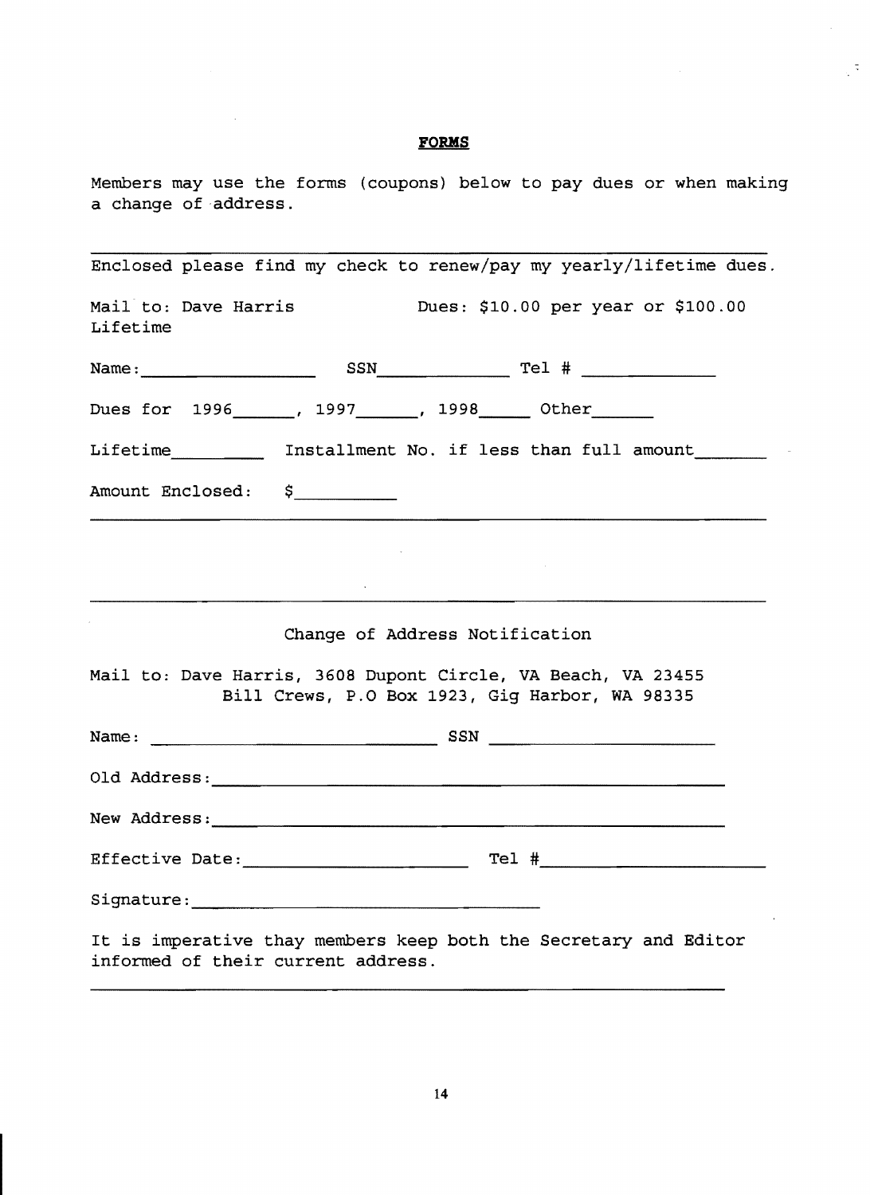## FORMS

Members may use the forms (coupons) below to pay dues or when making a change of address.

---

Enclosed please find my check to renew/pay my yearly/lifetime dues.

Mail to: Dave Harris Dues: $10.00 per year or $100.00 Lifetime

Name:__________________ SSN______________ Tel # ______________

Dues for 1996_______, 1997_______, 1998______ Other_______

Lifetime__________ Installment No. if less than full amount________

Amount Enclosed: $___________

---

---

Change of Address Notification

Mail to: Dave Harris, 3608 Dupont Circle, VA Beach, VA 23455
Bill Crews, P.O Box 1923, Gig Harbor, WA 98335

Name: ______________________________ SSN ______________________

Old Address:_____________________________________________________

New Address:_____________________________________________________

Effective Date:_______________________ Tel #_______________________

Signature:____________________________________

It is imperative thay members keep both the Secretary and Editor informed of their current address.

---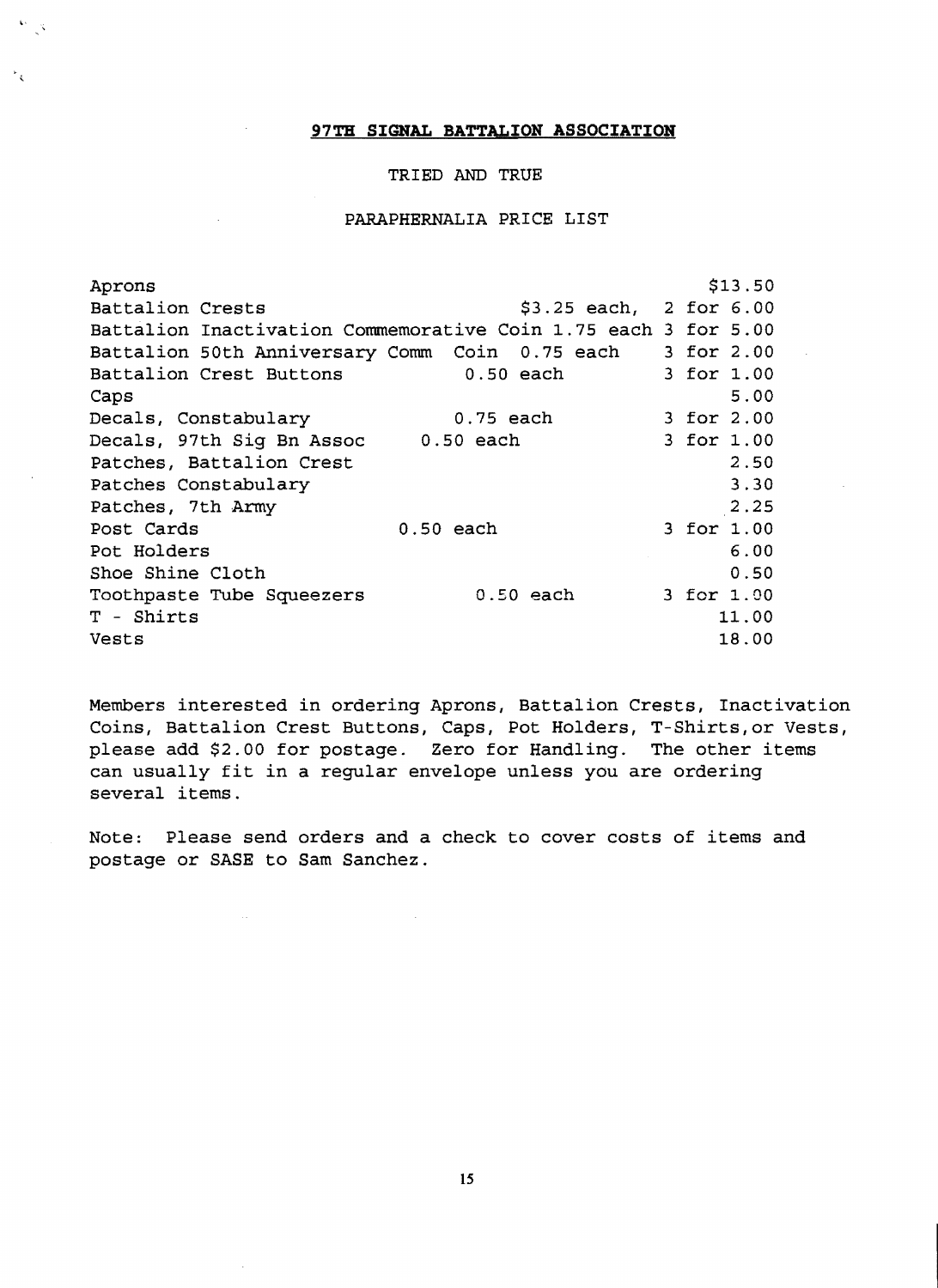**97TH SIGNAL BATTALION ASSOCIATION**

TRIED AND TRUE

PARAPHERNALIA PRICE LIST

| | | |
|---|---|---|
| Aprons | | $13.50 |
| Battalion Crests | $3.25 each, | 2 for 6.00 |
| Battalion Inactivation Commemorative Coin | 1.75 each | 3 for 5.00 |
| Battalion 50th Anniversary Comm Coin | 0.75 each | 3 for 2.00 |
| Battalion Crest Buttons | 0.50 each | 3 for 1.00 |
| Caps | | 5.00 |
| Decals, Constabulary | 0.75 each | 3 for 2.00 |
| Decals, 97th Sig Bn Assoc | 0.50 each | 3 for 1.00 |
| Patches, Battalion Crest | | 2.50 |
| Patches Constabulary | | 3.30 |
| Patches, 7th Army | | 2.25 |
| Post Cards | 0.50 each | 3 for 1.00 |
| Pot Holders | | 6.00 |
| Shoe Shine Cloth | | 0.50 |
| Toothpaste Tube Squeezers | 0.50 each | 3 for 1.00 |
| T - Shirts | | 11.00 |
| Vests | | 18.00 |

Members interested in ordering Aprons, Battalion Crests, Inactivation Coins, Battalion Crest Buttons, Caps, Pot Holders, T-Shirts, or Vests, please add $2.00 for postage. Zero for Handling. The other items can usually fit in a regular envelope unless you are ordering several items.

Note: Please send orders and a check to cover costs of items and postage or SASE to Sam Sanchez.